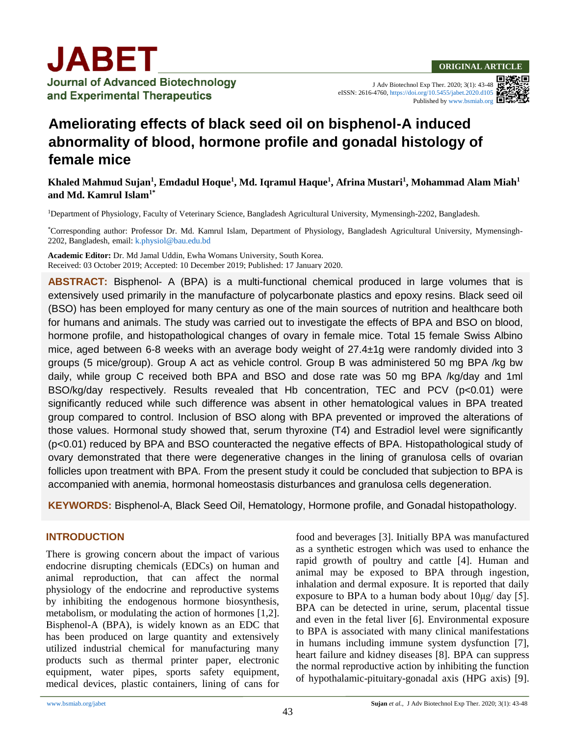ORIGINAL ARTICLE

# Ameliorating effects of black seed oil on bisphenol-A induced abnormality of blood, hormone profile and gonadal histology of female mice

**Khaled Mahmud Sujan[1], Emdadul Hoque[1], Md. Iqramul Haque[1], Afrina Mustari[1], Mohammad Alam Miah[1] and Md. Kamrul Islam[1*]**

[1]Department of Physiology, Faculty of Veterinary Science, Bangladesh Agricultural University, Mymensingh-2202, Bangladesh.

[*]Corresponding author: Professor Dr. Md. Kamrul Islam, Department of Physiology, Bangladesh Agricultural University, Mymensingh-2202, Bangladesh, email: k.physiol@bau.edu.bd

**Academic Editor:** Dr. Md Jamal Uddin, Ewha Womans University, South Korea.
Received: 03 October 2019; Accepted: 10 December 2019; Published: 17 January 2020.

**ABSTRACT:** Bisphenol- A (BPA) is a multi-functional chemical produced in large volumes that is extensively used primarily in the manufacture of polycarbonate plastics and epoxy resins. Black seed oil (BSO) has been employed for many century as one of the main sources of nutrition and healthcare both for humans and animals. The study was carried out to investigate the effects of BPA and BSO on blood, hormone profile, and histopathological changes of ovary in female mice. Total 15 female Swiss Albino mice, aged between 6-8 weeks with an average body weight of 27.4±1g were randomly divided into 3 groups (5 mice/group). Group A act as vehicle control. Group B was administered 50 mg BPA /kg bw daily, while group C received both BPA and BSO and dose rate was 50 mg BPA /kg/day and 1ml BSO/kg/day respectively. Results revealed that Hb concentration, TEC and PCV ($p<0.01$) were significantly reduced while such difference was absent in other hematological values in BPA treated group compared to control. Inclusion of BSO along with BPA prevented or improved the alterations of those values. Hormonal study showed that, serum thyroxine (T4) and Estradiol level were significantly ($p<0.01$) reduced by BPA and BSO counteracted the negative effects of BPA. Histopathological study of ovary demonstrated that there were degenerative changes in the lining of granulosa cells of ovarian follicles upon treatment with BPA. From the present study it could be concluded that subjection to BPA is accompanied with anemia, hormonal homeostasis disturbances and granulosa cells degeneration.

**KEYWORDS:** Bisphenol-A, Black Seed Oil, Hematology, Hormone profile, and Gonadal histopathology.

## INTRODUCTION

There is growing concern about the impact of various endocrine disrupting chemicals (EDCs) on human and animal reproduction, that can affect the normal physiology of the endocrine and reproductive systems by inhibiting the endogenous hormone biosynthesis, metabolism, or modulating the action of hormones [1,2]. Bisphenol-A (BPA), is widely known as an EDC that has been produced on large quantity and extensively utilized industrial chemical for manufacturing many products such as thermal printer paper, electronic equipment, water pipes, sports safety equipment, medical devices, plastic containers, lining of cans for food and beverages [3]. Initially BPA was manufactured as a synthetic estrogen which was used to enhance the rapid growth of poultry and cattle [4]. Human and animal may be exposed to BPA through ingestion, inhalation and dermal exposure. It is reported that daily exposure to BPA to a human body about 10μg/ day [5]. BPA can be detected in urine, serum, placental tissue and even in the fetal liver [6]. Environmental exposure to BPA is associated with many clinical manifestations in humans including immune system dysfunction [7], heart failure and kidney diseases [8]. BPA can suppress the normal reproductive action by inhibiting the function of hypothalamic-pituitary-gonadal axis (HPG axis) [9].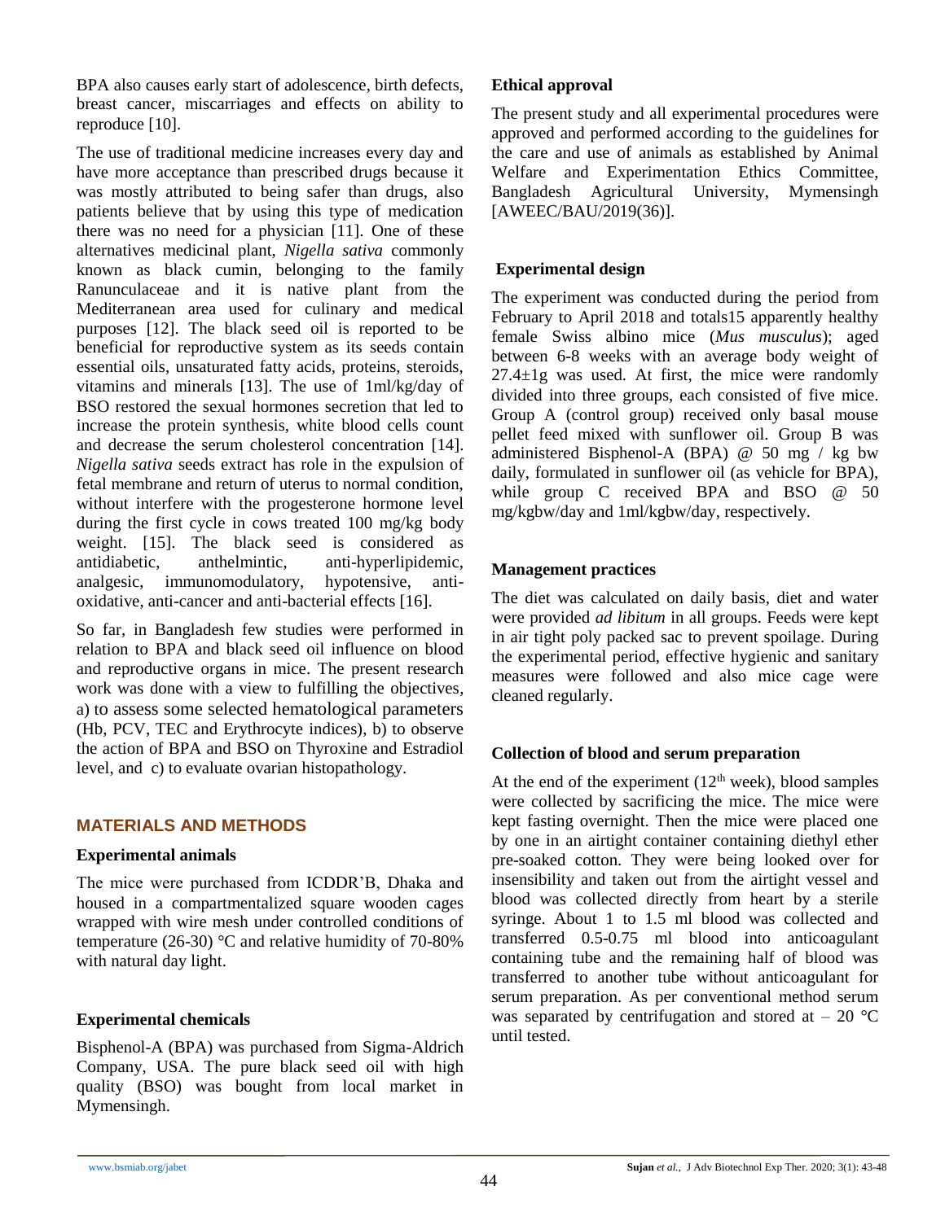BPA also causes early start of adolescence, birth defects, breast cancer, miscarriages and effects on ability to reproduce [10].

The use of traditional medicine increases every day and have more acceptance than prescribed drugs because it was mostly attributed to being safer than drugs, also patients believe that by using this type of medication there was no need for a physician [11]. One of these alternatives medicinal plant, *Nigella sativa* commonly known as black cumin, belonging to the family Ranunculaceae and it is native plant from the Mediterranean area used for culinary and medical purposes [12]. The black seed oil is reported to be beneficial for reproductive system as its seeds contain essential oils, unsaturated fatty acids, proteins, steroids, vitamins and minerals [13]. The use of 1ml/kg/day of BSO restored the sexual hormones secretion that led to increase the protein synthesis, white blood cells count and decrease the serum cholesterol concentration [14]. *Nigella sativa* seeds extract has role in the expulsion of fetal membrane and return of uterus to normal condition, without interfere with the progesterone hormone level during the first cycle in cows treated 100 mg/kg body weight. [15]. The black seed is considered as antidiabetic, anthelmintic, anti-hyperlipidemic, analgesic, immunomodulatory, hypotensive, anti-oxidative, anti-cancer and anti-bacterial effects [16].

So far, in Bangladesh few studies were performed in relation to BPA and black seed oil influence on blood and reproductive organs in mice. The present research work was done with a view to fulfilling the objectives, a) to assess some selected hematological parameters (Hb, PCV, TEC and Erythrocyte indices), b) to observe the action of BPA and BSO on Thyroxine and Estradiol level, and c) to evaluate ovarian histopathology.

## MATERIALS AND METHODS

### Experimental animals

The mice were purchased from ICDDR'B, Dhaka and housed in a compartmentalized square wooden cages wrapped with wire mesh under controlled conditions of temperature (26-30) °C and relative humidity of 70-80% with natural day light.

### Experimental chemicals

Bisphenol-A (BPA) was purchased from Sigma-Aldrich Company, USA. The pure black seed oil with high quality (BSO) was bought from local market in Mymensingh.

### Ethical approval

The present study and all experimental procedures were approved and performed according to the guidelines for the care and use of animals as established by Animal Welfare and Experimentation Ethics Committee, Bangladesh Agricultural University, Mymensingh [AWEEC/BAU/2019(36)].

### Experimental design

The experiment was conducted during the period from February to April 2018 and totals15 apparently healthy female Swiss albino mice (*Mus musculus*); aged between 6-8 weeks with an average body weight of 27.4±1g was used. At first, the mice were randomly divided into three groups, each consisted of five mice. Group A (control group) received only basal mouse pellet feed mixed with sunflower oil. Group B was administered Bisphenol-A (BPA) @ 50 mg / kg bw daily, formulated in sunflower oil (as vehicle for BPA), while group C received BPA and BSO @ 50 mg/kgbw/day and 1ml/kgbw/day, respectively.

### Management practices

The diet was calculated on daily basis, diet and water were provided *ad libitum* in all groups. Feeds were kept in air tight poly packed sac to prevent spoilage. During the experimental period, effective hygienic and sanitary measures were followed and also mice cage were cleaned regularly.

### Collection of blood and serum preparation

At the end of the experiment ($12^{th}$ week), blood samples were collected by sacrificing the mice. The mice were kept fasting overnight. Then the mice were placed one by one in an airtight container containing diethyl ether pre-soaked cotton. They were being looked over for insensibility and taken out from the airtight vessel and blood was collected directly from heart by a sterile syringe. About 1 to 1.5 ml blood was collected and transferred 0.5-0.75 ml blood into anticoagulant containing tube and the remaining half of blood was transferred to another tube without anticoagulant for serum preparation. As per conventional method serum was separated by centrifugation and stored at – 20 °C until tested.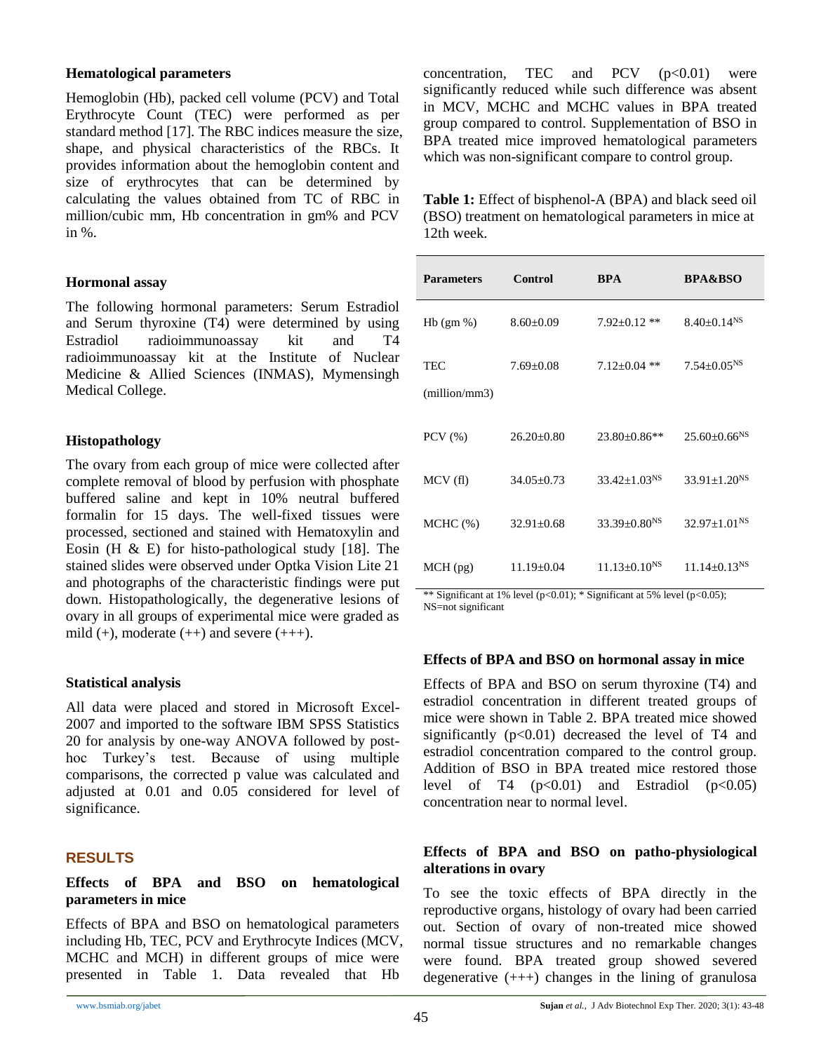### Hematological parameters

Hemoglobin (Hb), packed cell volume (PCV) and Total Erythrocyte Count (TEC) were performed as per standard method [17]. The RBC indices measure the size, shape, and physical characteristics of the RBCs. It provides information about the hemoglobin content and size of erythrocytes that can be determined by calculating the values obtained from TC of RBC in million/cubic mm, Hb concentration in gm% and PCV in %.

### Hormonal assay

The following hormonal parameters: Serum Estradiol and Serum thyroxine (T4) were determined by using Estradiol radioimmunoassay kit and T4 radioimmunoassay kit at the Institute of Nuclear Medicine & Allied Sciences (INMAS), Mymensingh Medical College.

### Histopathology

The ovary from each group of mice were collected after complete removal of blood by perfusion with phosphate buffered saline and kept in 10% neutral buffered formalin for 15 days. The well-fixed tissues were processed, sectioned and stained with Hematoxylin and Eosin (H & E) for histo-pathological study [18]. The stained slides were observed under Optka Vision Lite 21 and photographs of the characteristic findings were put down. Histopathologically, the degenerative lesions of ovary in all groups of experimental mice were graded as mild (+), moderate (++) and severe (+++).

### Statistical analysis

All data were placed and stored in Microsoft Excel-2007 and imported to the software IBM SPSS Statistics 20 for analysis by one-way ANOVA followed by post-hoc Turkey's test. Because of using multiple comparisons, the corrected p value was calculated and adjusted at 0.01 and 0.05 considered for level of significance.

## RESULTS

### Effects of BPA and BSO on hematological parameters in mice

Effects of BPA and BSO on hematological parameters including Hb, TEC, PCV and Erythrocyte Indices (MCV, MCHC and MCH) in different groups of mice were presented in Table 1. Data revealed that Hb concentration, TEC and PCV ($p<0.01$) were significantly reduced while such difference was absent in MCV, MCHC and MCHC values in BPA treated group compared to control. Supplementation of BSO in BPA treated mice improved hematological parameters which was non-significant compare to control group.

**Table 1:** Effect of bisphenol-A (BPA) and black seed oil (BSO) treatment on hematological parameters in mice at 12th week.

| Parameters | Control | BPA | BPA&BSO |
|---|---|---|---|
| Hb (gm %) | 8.60±0.09 | 7.92±0.12 ** | 8.40±0.14$^{NS}$ |
| TEC (million/mm3) | 7.69±0.08 | 7.12±0.04 ** | 7.54±0.05$^{NS}$ |
| PCV (%) | 26.20±0.80 | 23.80±0.86** | 25.60±0.66$^{NS}$ |
| MCV (fl) | 34.05±0.73 | 33.42±1.03$^{NS}$ | 33.91±1.20$^{NS}$ |
| MCHC (%) | 32.91±0.68 | 33.39±0.80$^{NS}$ | 32.97±1.01$^{NS}$ |
| MCH (pg) | 11.19±0.04 | 11.13±0.10$^{NS}$ | 11.14±0.13$^{NS}$ |

** Significant at 1% level ($p<0.01$); * Significant at 5% level ($p<0.05$); NS=not significant

### Effects of BPA and BSO on hormonal assay in mice

Effects of BPA and BSO on serum thyroxine (T4) and estradiol concentration in different treated groups of mice were shown in Table 2. BPA treated mice showed significantly ($p<0.01$) decreased the level of T4 and estradiol concentration compared to the control group. Addition of BSO in BPA treated mice restored those level of T4 ($p<0.01$) and Estradiol ($p<0.05$) concentration near to normal level.

### Effects of BPA and BSO on patho-physiological alterations in ovary

To see the toxic effects of BPA directly in the reproductive organs, histology of ovary had been carried out. Section of ovary of non-treated mice showed normal tissue structures and no remarkable changes were found. BPA treated group showed severed degenerative (+++) changes in the lining of granulosa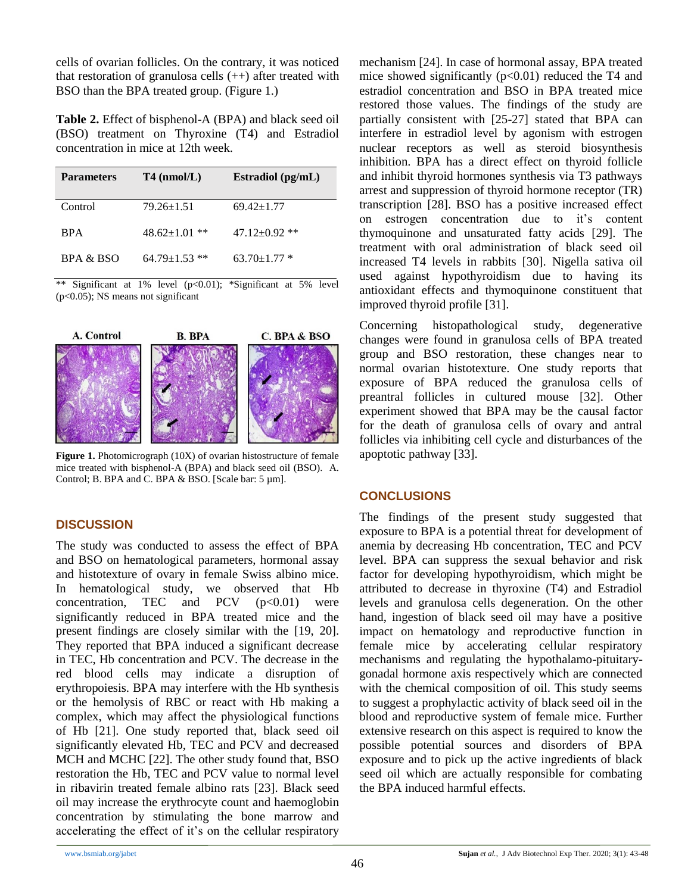cells of ovarian follicles. On the contrary, it was noticed that restoration of granulosa cells (++) after treated with BSO than the BPA treated group. (Figure 1.)

**Table 2.** Effect of bisphenol-A (BPA) and black seed oil (BSO) treatment on Thyroxine (T4) and Estradiol concentration in mice at 12th week.

| Parameters | T4 (nmol/L) | Estradiol (pg/mL) |
|---|---|---|
| Control | 79.26±1.51 | 69.42±1.77 |
| BPA | 48.62±1.01 ** | 47.12±0.92 ** |
| BPA & BSO | 64.79±1.53 ** | 63.70±1.77 * |

** Significant at 1% level ($p<0.01$); *Significant at 5% level ($p<0.05$); NS means not significant

**Figure 1.** Photomicrograph (10X) of ovarian histostructure of female mice treated with bisphenol-A (BPA) and black seed oil (BSO). A. Control; B. BPA and C. BPA & BSO. [Scale bar: 5 µm].

## DISCUSSION

The study was conducted to assess the effect of BPA and BSO on hematological parameters, hormonal assay and histotexture of ovary in female Swiss albino mice. In hematological study, we observed that Hb concentration, TEC and PCV ($p<0.01$) were significantly reduced in BPA treated mice and the present findings are closely similar with the [19, 20]. They reported that BPA induced a significant decrease in TEC, Hb concentration and PCV. The decrease in the red blood cells may indicate a disruption of erythropoiesis. BPA may interfere with the Hb synthesis or the hemolysis of RBC or react with Hb making a complex, which may affect the physiological functions of Hb [21]. One study reported that, black seed oil significantly elevated Hb, TEC and PCV and decreased MCH and MCHC [22]. The other study found that, BSO restoration the Hb, TEC and PCV value to normal level in ribavirin treated female albino rats [23]. Black seed oil may increase the erythrocyte count and haemoglobin concentration by stimulating the bone marrow and accelerating the effect of it's on the cellular respiratory mechanism [24]. In case of hormonal assay, BPA treated mice showed significantly ($p<0.01$) reduced the T4 and estradiol concentration and BSO in BPA treated mice restored those values. The findings of the study are partially consistent with [25-27] stated that BPA can interfere in estradiol level by agonism with estrogen nuclear receptors as well as steroid biosynthesis inhibition. BPA has a direct effect on thyroid follicle and inhibit thyroid hormones synthesis via T3 pathways arrest and suppression of thyroid hormone receptor (TR) transcription [28]. BSO has a positive increased effect on estrogen concentration due to it's content thymoquinone and unsaturated fatty acids [29]. The treatment with oral administration of black seed oil increased T4 levels in rabbits [30]. Nigella sativa oil used against hypothyroidism due to having its antioxidant effects and thymoquinone constituent that improved thyroid profile [31].

Concerning histopathological study, degenerative changes were found in granulosa cells of BPA treated group and BSO restoration, these changes near to normal ovarian histotexture. One study reports that exposure of BPA reduced the granulosa cells of preantral follicles in cultured mouse [32]. Other experiment showed that BPA may be the causal factor for the death of granulosa cells of ovary and antral follicles via inhibiting cell cycle and disturbances of the apoptotic pathway [33].

## CONCLUSIONS

The findings of the present study suggested that exposure to BPA is a potential threat for development of anemia by decreasing Hb concentration, TEC and PCV level. BPA can suppress the sexual behavior and risk factor for developing hypothyroidism, which might be attributed to decrease in thyroxine (T4) and Estradiol levels and granulosa cells degeneration. On the other hand, ingestion of black seed oil may have a positive impact on hematology and reproductive function in female mice by accelerating cellular respiratory mechanisms and regulating the hypothalamo-pituitary-gonadal hormone axis respectively which are connected with the chemical composition of oil. This study seems to suggest a prophylactic activity of black seed oil in the blood and reproductive system of female mice. Further extensive research on this aspect is required to know the possible potential sources and disorders of BPA exposure and to pick up the active ingredients of black seed oil which are actually responsible for combating the BPA induced harmful effects.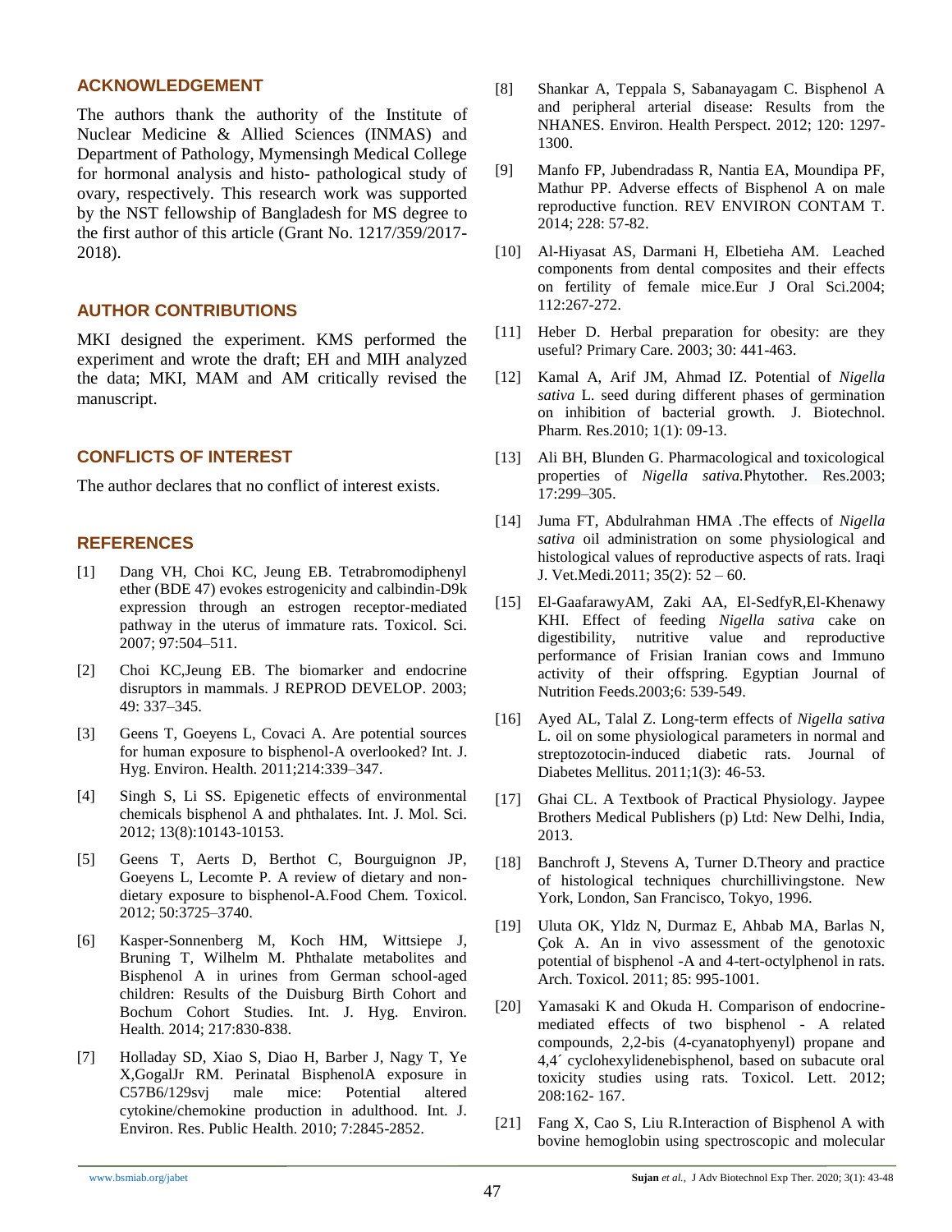## ACKNOWLEDGEMENT

The authors thank the authority of the Institute of Nuclear Medicine & Allied Sciences (INMAS) and Department of Pathology, Mymensingh Medical College for hormonal analysis and histo- pathological study of ovary, respectively. This research work was supported by the NST fellowship of Bangladesh for MS degree to the first author of this article (Grant No. 1217/359/2017-2018).

## AUTHOR CONTRIBUTIONS

MKI designed the experiment. KMS performed the experiment and wrote the draft; EH and MIH analyzed the data; MKI, MAM and AM critically revised the manuscript.

## CONFLICTS OF INTEREST

The author declares that no conflict of interest exists.

## REFERENCES

[1] Dang VH, Choi KC, Jeung EB. Tetrabromodiphenyl ether (BDE 47) evokes estrogenicity and calbindin-D9k expression through an estrogen receptor-mediated pathway in the uterus of immature rats. Toxicol. Sci. 2007; 97:504–511.

[2] Choi KC,Jeung EB. The biomarker and endocrine disruptors in mammals. J REPROD DEVELOP. 2003; 49: 337–345.

[3] Geens T, Goeyens L, Covaci A. Are potential sources for human exposure to bisphenol-A overlooked? Int. J. Hyg. Environ. Health. 2011;214:339–347.

[4] Singh S, Li SS. Epigenetic effects of environmental chemicals bisphenol A and phthalates. Int. J. Mol. Sci. 2012; 13(8):10143-10153.

[5] Geens T, Aerts D, Berthot C, Bourguignon JP, Goeyens L, Lecomte P. A review of dietary and non-dietary exposure to bisphenol-A.Food Chem. Toxicol. 2012; 50:3725–3740.

[6] Kasper-Sonnenberg M, Koch HM, Wittsiepe J, Bruning T, Wilhelm M. Phthalate metabolites and Bisphenol A in urines from German school-aged children: Results of the Duisburg Birth Cohort and Bochum Cohort Studies. Int. J. Hyg. Environ. Health. 2014; 217:830-838.

[7] Holladay SD, Xiao S, Diao H, Barber J, Nagy T, Ye X,GogalJr RM. Perinatal BisphenolA exposure in C57B6/129svj male mice: Potential altered cytokine/chemokine production in adulthood. Int. J. Environ. Res. Public Health. 2010; 7:2845-2852.

[8] Shankar A, Teppala S, Sabanayagam C. Bisphenol A and peripheral arterial disease: Results from the NHANES. Environ. Health Perspect. 2012; 120: 1297-1300.

[9] Manfo FP, Jubendradass R, Nantia EA, Moundipa PF, Mathur PP. Adverse effects of Bisphenol A on male reproductive function. REV ENVIRON CONTAM T. 2014; 228: 57-82.

[10] Al-Hiyasat AS, Darmani H, Elbetieha AM. Leached components from dental composites and their effects on fertility of female mice.Eur J Oral Sci.2004; 112:267-272.

[11] Heber D. Herbal preparation for obesity: are they useful? Primary Care. 2003; 30: 441-463.

[12] Kamal A, Arif JM, Ahmad IZ. Potential of *Nigella sativa* L. seed during different phases of germination on inhibition of bacterial growth. J. Biotechnol. Pharm. Res.2010; 1(1): 09-13.

[13] Ali BH, Blunden G. Pharmacological and toxicological properties of *Nigella sativa*.Phytother. Res.2003; 17:299–305.

[14] Juma FT, Abdulrahman HMA .The effects of *Nigella sativa* oil administration on some physiological and histological values of reproductive aspects of rats. Iraqi J. Vet.Medi.2011; 35(2): 52 – 60.

[15] El-GaafarawyAM, Zaki AA, El-SedfyR,El-Khenawy KHI. Effect of feeding *Nigella sativa* cake on digestibility, nutritive value and reproductive performance of Frisian Iranian cows and Immuno activity of their offspring. Egyptian Journal of Nutrition Feeds.2003;6: 539-549.

[16] Ayed AL, Talal Z. Long-term effects of *Nigella sativa* L. oil on some physiological parameters in normal and streptozotocin-induced diabetic rats. Journal of Diabetes Mellitus. 2011;1(3): 46-53.

[17] Ghai CL. A Textbook of Practical Physiology. Jaypee Brothers Medical Publishers (p) Ltd: New Delhi, India, 2013.

[18] Banchroft J, Stevens A, Turner D.Theory and practice of histological techniques churchillivingstone. New York, London, San Francisco, Tokyo, 1996.

[19] Uluta OK, Yldz N, Durmaz E, Ahbab MA, Barlas N, Çok A. An in vivo assessment of the genotoxic potential of bisphenol -A and 4-tert-octylphenol in rats. Arch. Toxicol. 2011; 85: 995-1001.

[20] Yamasaki K and Okuda H. Comparison of endocrine-mediated effects of two bisphenol - A related compounds, 2,2-bis (4-cyanatophyenyl) propane and 4,4´ cyclohexylidenebisphenol, based on subacute oral toxicity studies using rats. Toxicol. Lett. 2012; 208:162- 167.

[21] Fang X, Cao S, Liu R.Interaction of Bisphenol A with bovine hemoglobin using spectroscopic and molecular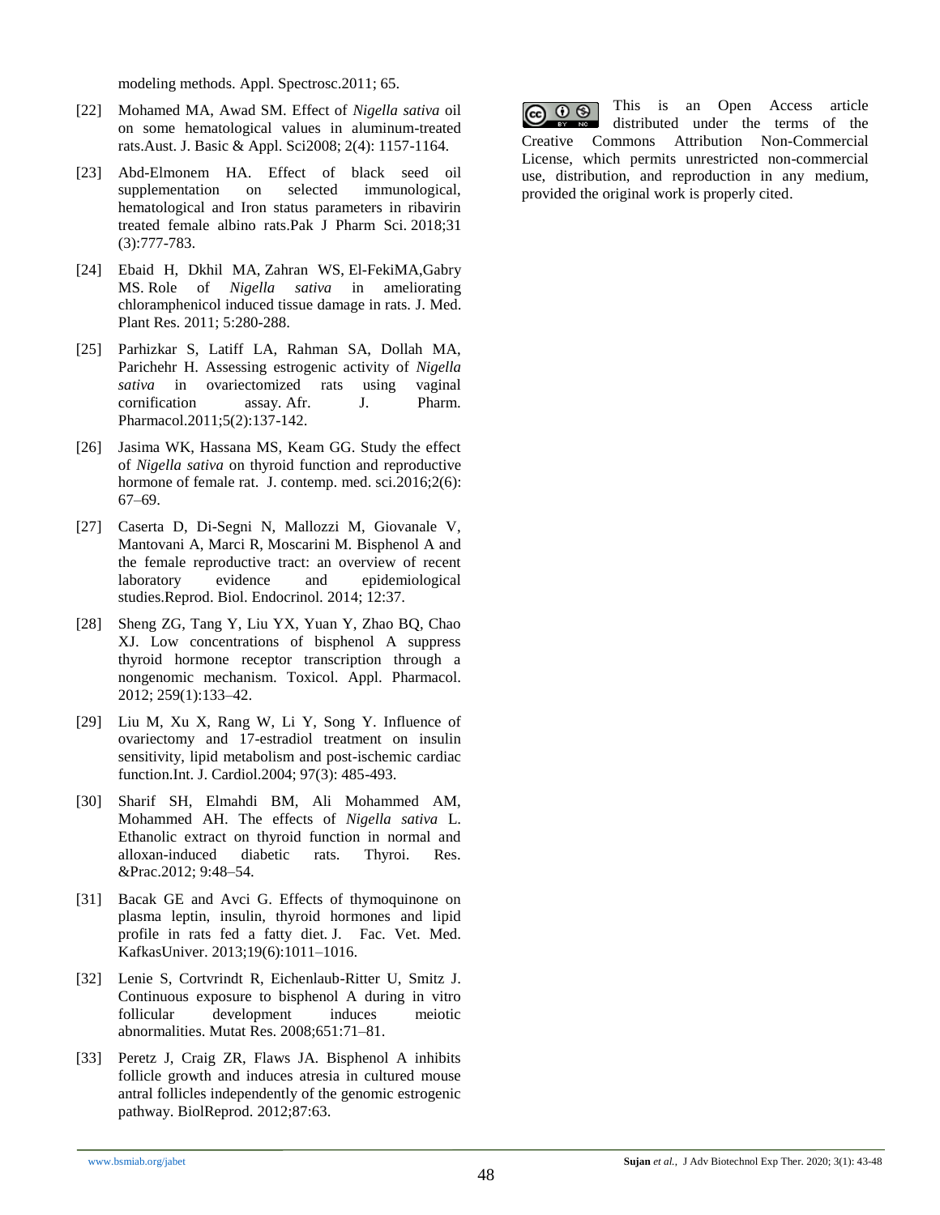modeling methods. Appl. Spectrosc.2011; 65.

[22] Mohamed MA, Awad SM. Effect of *Nigella sativa* oil on some hematological values in aluminum-treated rats.Aust. J. Basic & Appl. Sci2008; 2(4): 1157-1164.

[23] Abd-Elmonem HA. Effect of black seed oil supplementation on selected immunological, hematological and Iron status parameters in ribavirin treated female albino rats.Pak J Pharm Sci. 2018;31 (3):777-783.

[24] Ebaid H, Dkhil MA, Zahran WS, El-FekiMA,Gabry MS. Role of *Nigella sativa* in ameliorating chloramphenicol induced tissue damage in rats. J. Med. Plant Res. 2011; 5:280-288.

[25] Parhizkar S, Latiff LA, Rahman SA, Dollah MA, Parichehr H. Assessing estrogenic activity of *Nigella sativa* in ovariectomized rats using vaginal cornification assay. Afr. J. Pharm. Pharmacol.2011;5(2):137-142.

[26] Jasima WK, Hassana MS, Keam GG. Study the effect of *Nigella sativa* on thyroid function and reproductive hormone of female rat. J. contemp. med. sci.2016;2(6): 67–69.

[27] Caserta D, Di-Segni N, Mallozzi M, Giovanale V, Mantovani A, Marci R, Moscarini M. Bisphenol A and the female reproductive tract: an overview of recent laboratory evidence and epidemiological studies.Reprod. Biol. Endocrinol. 2014; 12:37.

[28] Sheng ZG, Tang Y, Liu YX, Yuan Y, Zhao BQ, Chao XJ. Low concentrations of bisphenol A suppress thyroid hormone receptor transcription through a nongenomic mechanism. Toxicol. Appl. Pharmacol. 2012; 259(1):133–42.

[29] Liu M, Xu X, Rang W, Li Y, Song Y. Influence of ovariectomy and 17-estradiol treatment on insulin sensitivity, lipid metabolism and post-ischemic cardiac function.Int. J. Cardiol.2004; 97(3): 485-493.

[30] Sharif SH, Elmahdi BM, Ali Mohammed AM, Mohammed AH. The effects of *Nigella sativa* L. Ethanolic extract on thyroid function in normal and alloxan-induced diabetic rats. Thyroi. Res. &Prac.2012; 9:48–54.

[31] Bacak GE and Avci G. Effects of thymoquinone on plasma leptin, insulin, thyroid hormones and lipid profile in rats fed a fatty diet. J. Fac. Vet. Med. KafkasUniver. 2013;19(6):1011–1016.

[32] Lenie S, Cortvrindt R, Eichenlaub-Ritter U, Smitz J. Continuous exposure to bisphenol A during in vitro follicular development induces meiotic abnormalities. Mutat Res. 2008;651:71–81.

[33] Peretz J, Craig ZR, Flaws JA. Bisphenol A inhibits follicle growth and induces atresia in cultured mouse antral follicles independently of the genomic estrogenic pathway. BiolReprod. 2012;87:63.

This is an Open Access article distributed under the terms of the Creative Commons Attribution Non-Commercial License, which permits unrestricted non-commercial use, distribution, and reproduction in any medium, provided the original work is properly cited.